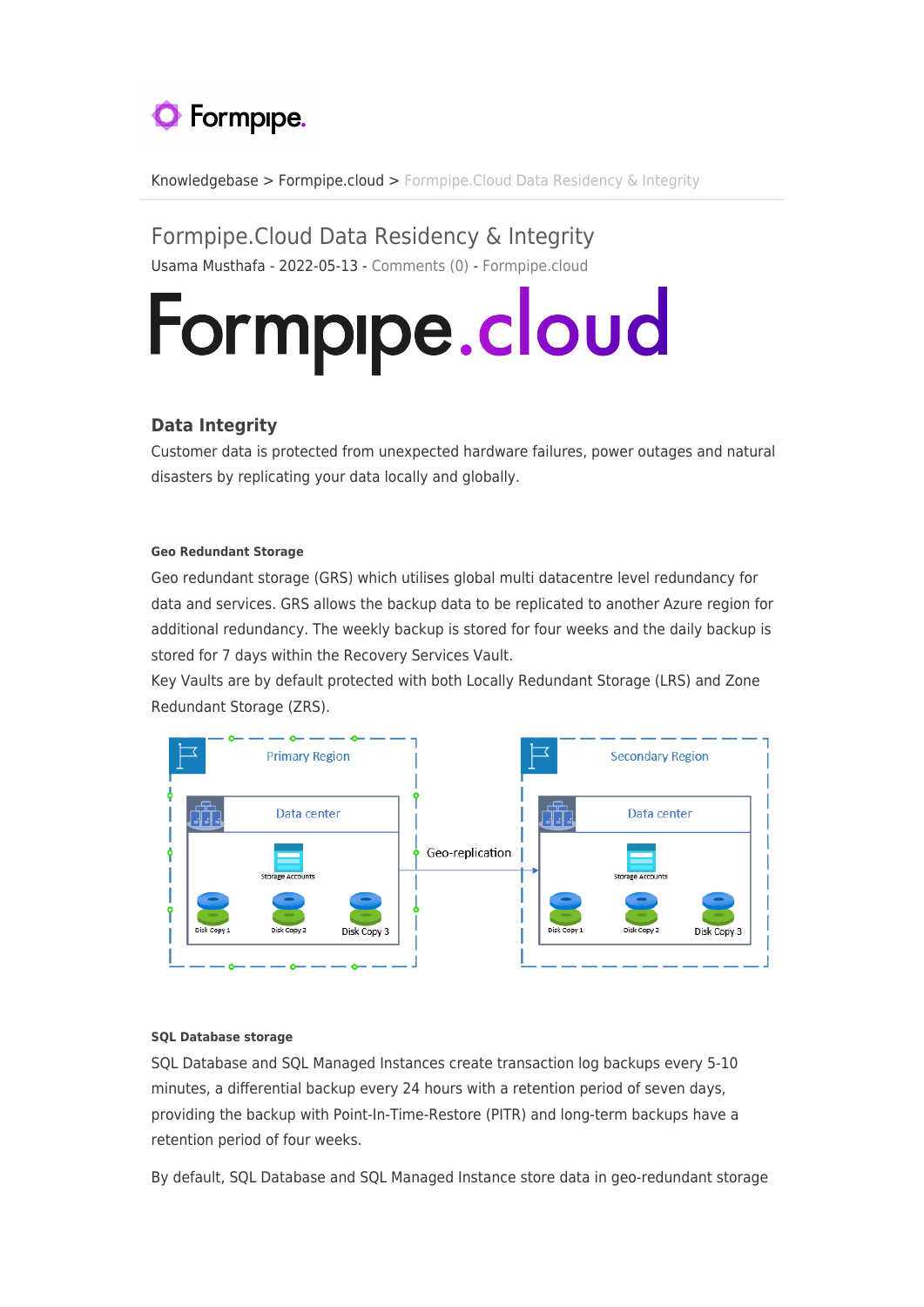Knowledgebase > Formpipe.cloud > Formpipe.Cloud Data Residency & Integrity

# Formpipe.Cloud Data Residency & Integrity

Usama Musthafa - 2022-05-13 - Comments (0) - Formpipe.cloud

## Data Integrity

Customer data is protected from unexpected hardware failures, power outages and natural disasters by replicating your data locally and globally.

#### Geo Redundant Storage

Geo redundant storage (GRS) which utilises global multi datacentre level redundancy for data and services. GRS allows the backup data to be replicated to another Azure region for additional redundancy. The weekly backup is stored for four weeks and the daily backup is stored for 7 days within the Recovery Services Vault.

Key Vaults are by default protected with both Locally Redundant Storage (LRS) and Zone Redundant Storage (ZRS).

#### SQL Database storage

SQL Database and SQL Managed Instances create transaction log backups every 5-10 minutes, a differential backup every 24 hours with a retention period of seven days, providing the backup with Point-In-Time-Restore (PITR) and long-term backups have a retention period of four weeks.

By default, SQL Database and SQL Managed Instance store data in geo-redundant storage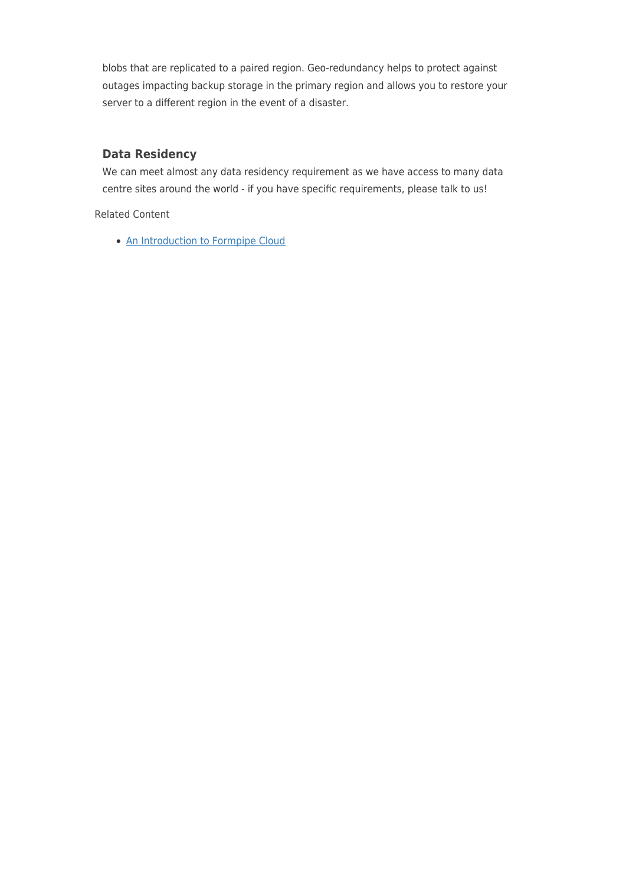blobs that are replicated to a paired region. Geo-redundancy helps to protect against outages impacting backup storage in the primary region and allows you to restore your server to a different region in the event of a disaster.

### Data Residency

We can meet almost any data residency requirement as we have access to many data centre sites around the world - if you have specific requirements, please talk to us!

Related Content

- An Introduction to Formpipe Cloud